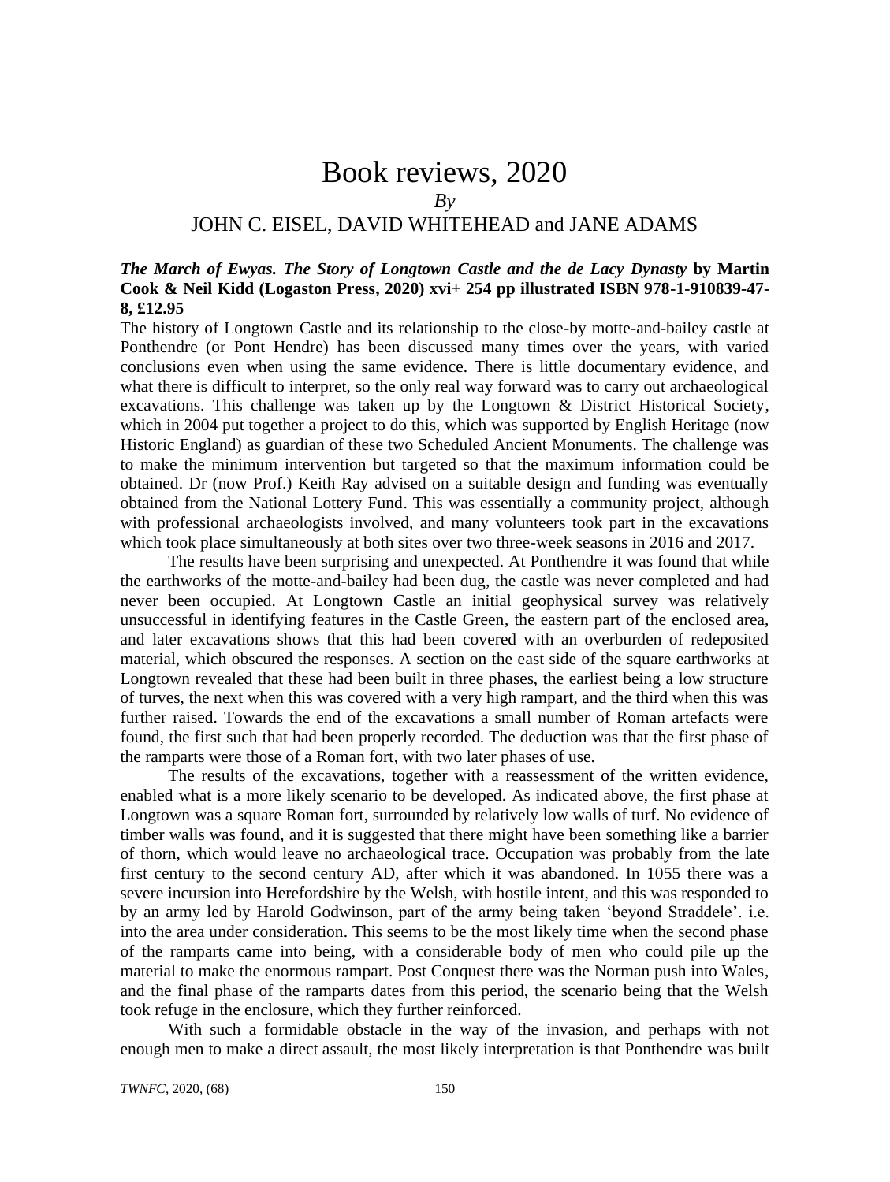# Book reviews, 2020

*By*

JOHN C. EISEL, DAVID WHITEHEAD and JANE ADAMS

***The March of Ewyas. The Story of Longtown Castle and the de Lacy Dynasty* by Martin Cook & Neil Kidd (Logaston Press, 2020) xvi+ 254 pp illustrated ISBN 978-1-910839-47-8, £12.95**

The history of Longtown Castle and its relationship to the close-by motte-and-bailey castle at Ponthendre (or Pont Hendre) has been discussed many times over the years, with varied conclusions even when using the same evidence. There is little documentary evidence, and what there is difficult to interpret, so the only real way forward was to carry out archaeological excavations. This challenge was taken up by the Longtown & District Historical Society, which in 2004 put together a project to do this, which was supported by English Heritage (now Historic England) as guardian of these two Scheduled Ancient Monuments. The challenge was to make the minimum intervention but targeted so that the maximum information could be obtained. Dr (now Prof.) Keith Ray advised on a suitable design and funding was eventually obtained from the National Lottery Fund. This was essentially a community project, although with professional archaeologists involved, and many volunteers took part in the excavations which took place simultaneously at both sites over two three-week seasons in 2016 and 2017.

The results have been surprising and unexpected. At Ponthendre it was found that while the earthworks of the motte-and-bailey had been dug, the castle was never completed and had never been occupied. At Longtown Castle an initial geophysical survey was relatively unsuccessful in identifying features in the Castle Green, the eastern part of the enclosed area, and later excavations shows that this had been covered with an overburden of redeposited material, which obscured the responses. A section on the east side of the square earthworks at Longtown revealed that these had been built in three phases, the earliest being a low structure of turves, the next when this was covered with a very high rampart, and the third when this was further raised. Towards the end of the excavations a small number of Roman artefacts were found, the first such that had been properly recorded. The deduction was that the first phase of the ramparts were those of a Roman fort, with two later phases of use.

The results of the excavations, together with a reassessment of the written evidence, enabled what is a more likely scenario to be developed. As indicated above, the first phase at Longtown was a square Roman fort, surrounded by relatively low walls of turf. No evidence of timber walls was found, and it is suggested that there might have been something like a barrier of thorn, which would leave no archaeological trace. Occupation was probably from the late first century to the second century AD, after which it was abandoned. In 1055 there was a severe incursion into Herefordshire by the Welsh, with hostile intent, and this was responded to by an army led by Harold Godwinson, part of the army being taken 'beyond Straddele'. i.e. into the area under consideration. This seems to be the most likely time when the second phase of the ramparts came into being, with a considerable body of men who could pile up the material to make the enormous rampart. Post Conquest there was the Norman push into Wales, and the final phase of the ramparts dates from this period, the scenario being that the Welsh took refuge in the enclosure, which they further reinforced.

With such a formidable obstacle in the way of the invasion, and perhaps with not enough men to make a direct assault, the most likely interpretation is that Ponthendre was built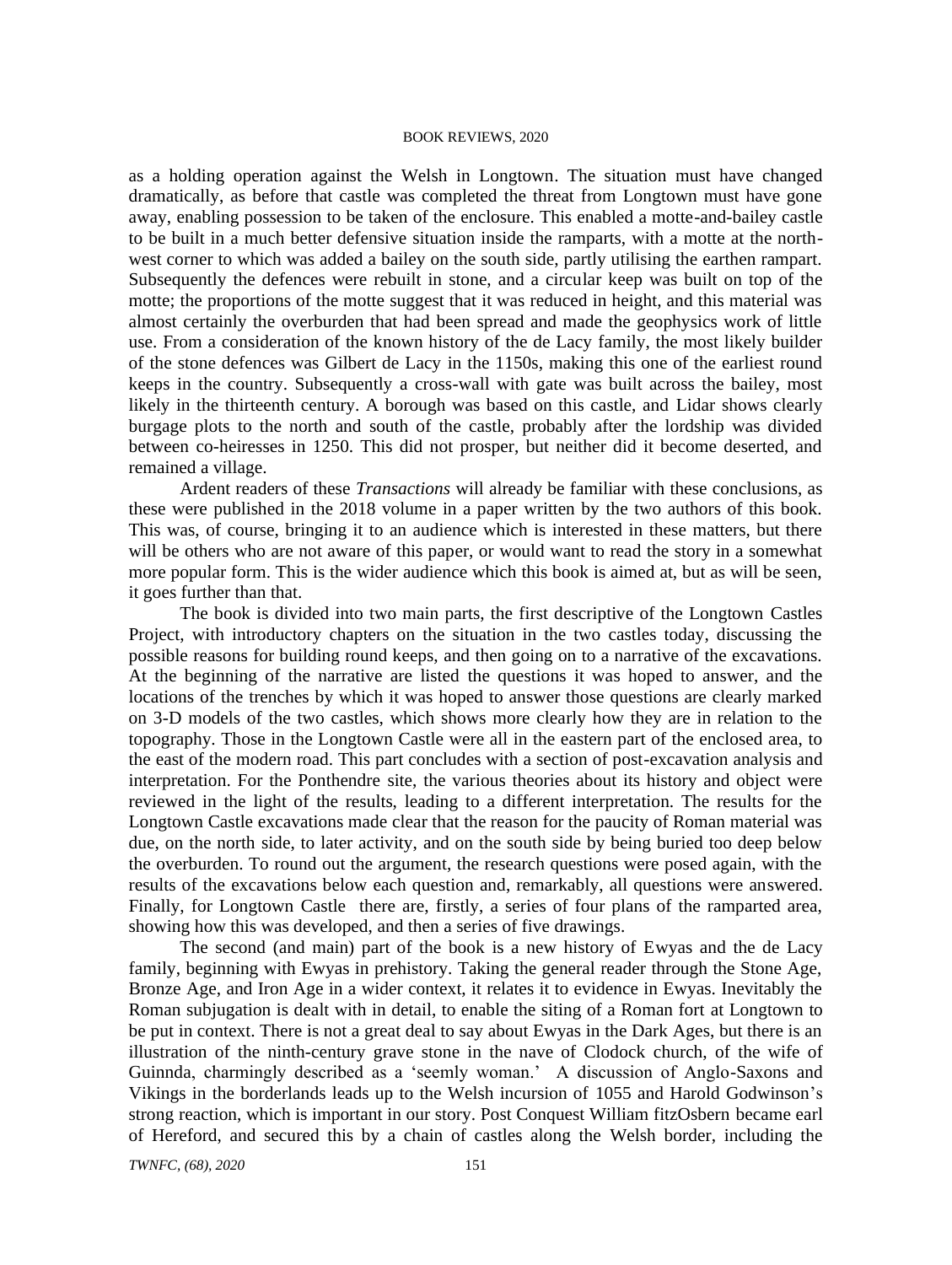as a holding operation against the Welsh in Longtown. The situation must have changed dramatically, as before that castle was completed the threat from Longtown must have gone away, enabling possession to be taken of the enclosure. This enabled a motte-and-bailey castle to be built in a much better defensive situation inside the ramparts, with a motte at the north-west corner to which was added a bailey on the south side, partly utilising the earthen rampart. Subsequently the defences were rebuilt in stone, and a circular keep was built on top of the motte; the proportions of the motte suggest that it was reduced in height, and this material was almost certainly the overburden that had been spread and made the geophysics work of little use. From a consideration of the known history of the de Lacy family, the most likely builder of the stone defences was Gilbert de Lacy in the 1150s, making this one of the earliest round keeps in the country. Subsequently a cross-wall with gate was built across the bailey, most likely in the thirteenth century. A borough was based on this castle, and Lidar shows clearly burgage plots to the north and south of the castle, probably after the lordship was divided between co-heiresses in 1250. This did not prosper, but neither did it become deserted, and remained a village.

Ardent readers of these *Transactions* will already be familiar with these conclusions, as these were published in the 2018 volume in a paper written by the two authors of this book. This was, of course, bringing it to an audience which is interested in these matters, but there will be others who are not aware of this paper, or would want to read the story in a somewhat more popular form. This is the wider audience which this book is aimed at, but as will be seen, it goes further than that.

The book is divided into two main parts, the first descriptive of the Longtown Castles Project, with introductory chapters on the situation in the two castles today, discussing the possible reasons for building round keeps, and then going on to a narrative of the excavations. At the beginning of the narrative are listed the questions it was hoped to answer, and the locations of the trenches by which it was hoped to answer those questions are clearly marked on 3-D models of the two castles, which shows more clearly how they are in relation to the topography. Those in the Longtown Castle were all in the eastern part of the enclosed area, to the east of the modern road. This part concludes with a section of post-excavation analysis and interpretation. For the Ponthendre site, the various theories about its history and object were reviewed in the light of the results, leading to a different interpretation. The results for the Longtown Castle excavations made clear that the reason for the paucity of Roman material was due, on the north side, to later activity, and on the south side by being buried too deep below the overburden. To round out the argument, the research questions were posed again, with the results of the excavations below each question and, remarkably, all questions were answered. Finally, for Longtown Castle there are, firstly, a series of four plans of the ramparted area, showing how this was developed, and then a series of five drawings.

The second (and main) part of the book is a new history of Ewyas and the de Lacy family, beginning with Ewyas in prehistory. Taking the general reader through the Stone Age, Bronze Age, and Iron Age in a wider context, it relates it to evidence in Ewyas. Inevitably the Roman subjugation is dealt with in detail, to enable the siting of a Roman fort at Longtown to be put in context. There is not a great deal to say about Ewyas in the Dark Ages, but there is an illustration of the ninth-century grave stone in the nave of Clodock church, of the wife of Guinnda, charmingly described as a 'seemly woman.' A discussion of Anglo-Saxons and Vikings in the borderlands leads up to the Welsh incursion of 1055 and Harold Godwinson's strong reaction, which is important in our story. Post Conquest William fitzOsbern became earl of Hereford, and secured this by a chain of castles along the Welsh border, including the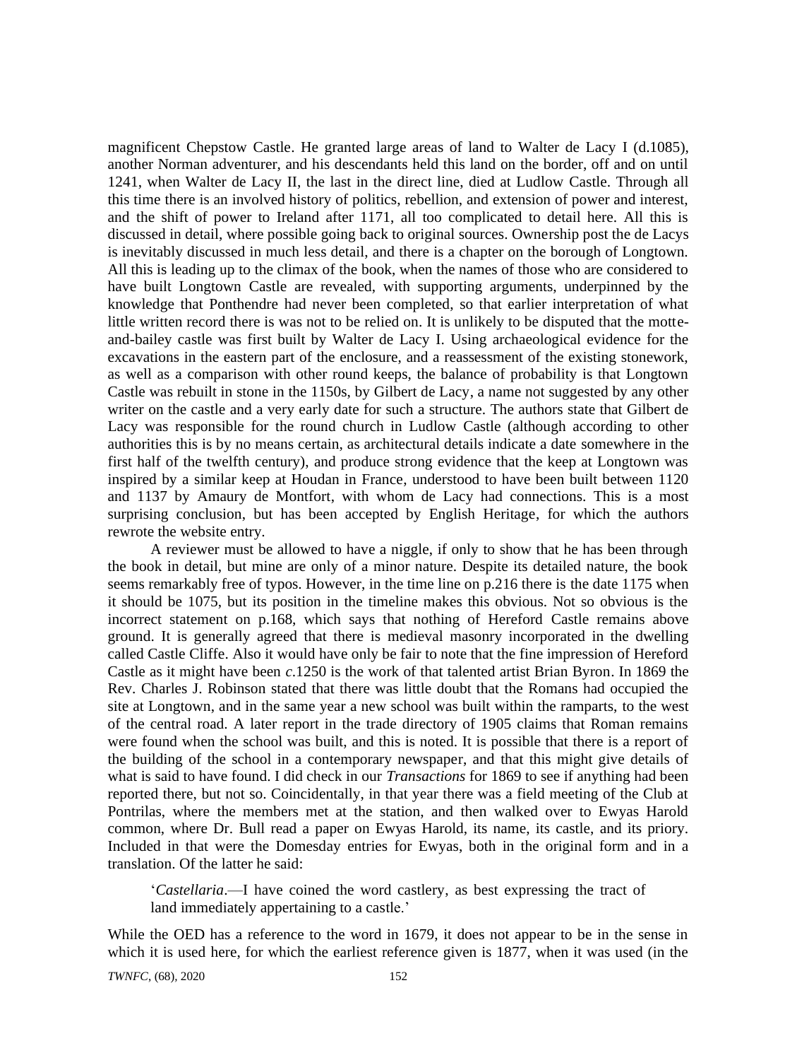magnificent Chepstow Castle. He granted large areas of land to Walter de Lacy I (d.1085), another Norman adventurer, and his descendants held this land on the border, off and on until 1241, when Walter de Lacy II, the last in the direct line, died at Ludlow Castle. Through all this time there is an involved history of politics, rebellion, and extension of power and interest, and the shift of power to Ireland after 1171, all too complicated to detail here. All this is discussed in detail, where possible going back to original sources. Ownership post the de Lacys is inevitably discussed in much less detail, and there is a chapter on the borough of Longtown. All this is leading up to the climax of the book, when the names of those who are considered to have built Longtown Castle are revealed, with supporting arguments, underpinned by the knowledge that Ponthendre had never been completed, so that earlier interpretation of what little written record there is was not to be relied on. It is unlikely to be disputed that the motte-and-bailey castle was first built by Walter de Lacy I. Using archaeological evidence for the excavations in the eastern part of the enclosure, and a reassessment of the existing stonework, as well as a comparison with other round keeps, the balance of probability is that Longtown Castle was rebuilt in stone in the 1150s, by Gilbert de Lacy, a name not suggested by any other writer on the castle and a very early date for such a structure. The authors state that Gilbert de Lacy was responsible for the round church in Ludlow Castle (although according to other authorities this is by no means certain, as architectural details indicate a date somewhere in the first half of the twelfth century), and produce strong evidence that the keep at Longtown was inspired by a similar keep at Houdan in France, understood to have been built between 1120 and 1137 by Amaury de Montfort, with whom de Lacy had connections. This is a most surprising conclusion, but has been accepted by English Heritage, for which the authors rewrote the website entry.

A reviewer must be allowed to have a niggle, if only to show that he has been through the book in detail, but mine are only of a minor nature. Despite its detailed nature, the book seems remarkably free of typos. However, in the time line on p.216 there is the date 1175 when it should be 1075, but its position in the timeline makes this obvious. Not so obvious is the incorrect statement on p.168, which says that nothing of Hereford Castle remains above ground. It is generally agreed that there is medieval masonry incorporated in the dwelling called Castle Cliffe. Also it would have only be fair to note that the fine impression of Hereford Castle as it might have been *c*.1250 is the work of that talented artist Brian Byron. In 1869 the Rev. Charles J. Robinson stated that there was little doubt that the Romans had occupied the site at Longtown, and in the same year a new school was built within the ramparts, to the west of the central road. A later report in the trade directory of 1905 claims that Roman remains were found when the school was built, and this is noted. It is possible that there is a report of the building of the school in a contemporary newspaper, and that this might give details of what is said to have found. I did check in our *Transactions* for 1869 to see if anything had been reported there, but not so. Coincidentally, in that year there was a field meeting of the Club at Pontrilas, where the members met at the station, and then walked over to Ewyas Harold common, where Dr. Bull read a paper on Ewyas Harold, its name, its castle, and its priory. Included in that were the Domesday entries for Ewyas, both in the original form and in a translation. Of the latter he said:

> '*Castellaria*.—I have coined the word castlery, as best expressing the tract of land immediately appertaining to a castle.'

While the OED has a reference to the word in 1679, it does not appear to be in the sense in which it is used here, for which the earliest reference given is 1877, when it was used (in the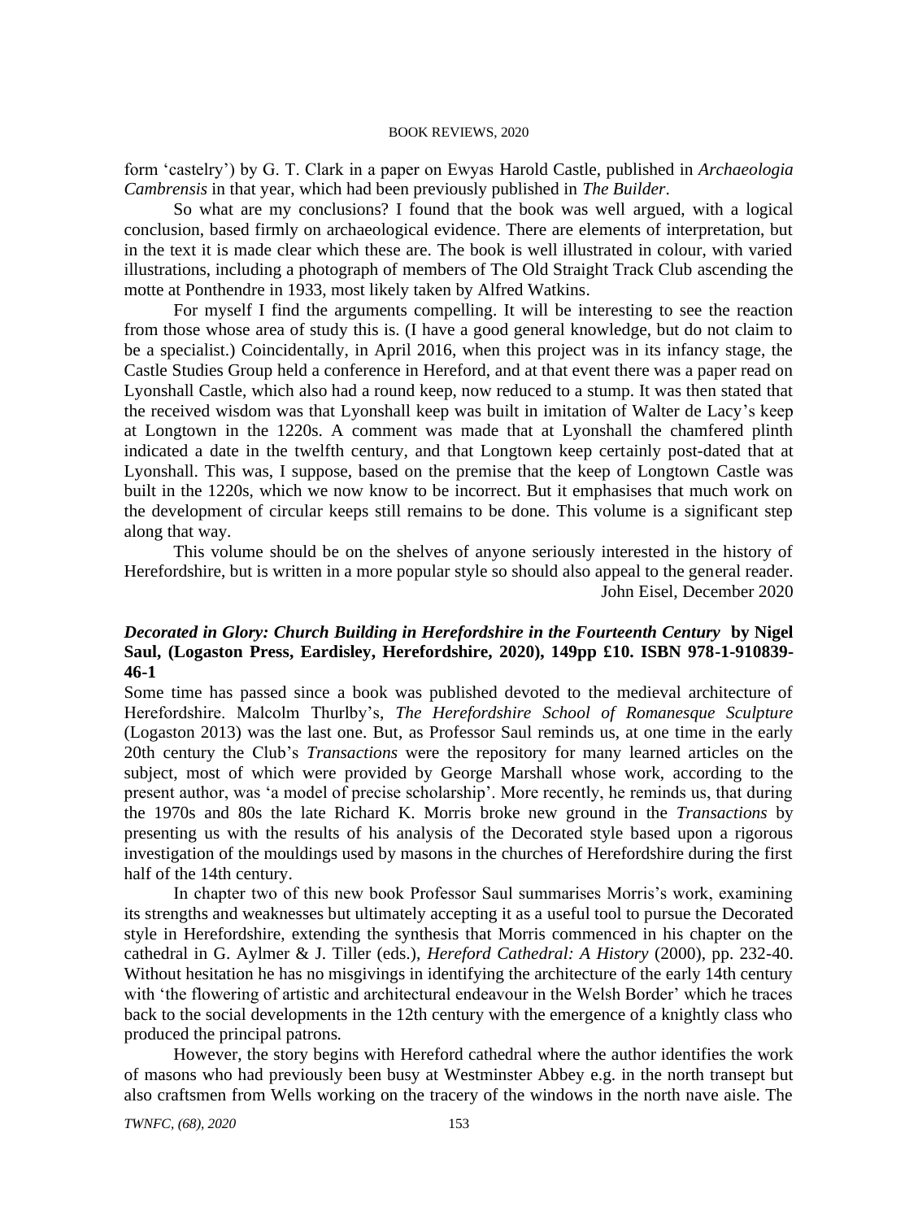form 'castelry') by G. T. Clark in a paper on Ewyas Harold Castle, published in *Archaeologia Cambrensis* in that year, which had been previously published in *The Builder*.

So what are my conclusions? I found that the book was well argued, with a logical conclusion, based firmly on archaeological evidence. There are elements of interpretation, but in the text it is made clear which these are. The book is well illustrated in colour, with varied illustrations, including a photograph of members of The Old Straight Track Club ascending the motte at Ponthendre in 1933, most likely taken by Alfred Watkins.

For myself I find the arguments compelling. It will be interesting to see the reaction from those whose area of study this is. (I have a good general knowledge, but do not claim to be a specialist.) Coincidentally, in April 2016, when this project was in its infancy stage, the Castle Studies Group held a conference in Hereford, and at that event there was a paper read on Lyonshall Castle, which also had a round keep, now reduced to a stump. It was then stated that the received wisdom was that Lyonshall keep was built in imitation of Walter de Lacy's keep at Longtown in the 1220s. A comment was made that at Lyonshall the chamfered plinth indicated a date in the twelfth century, and that Longtown keep certainly post-dated that at Lyonshall. This was, I suppose, based on the premise that the keep of Longtown Castle was built in the 1220s, which we now know to be incorrect. But it emphasises that much work on the development of circular keeps still remains to be done. This volume is a significant step along that way.

This volume should be on the shelves of anyone seriously interested in the history of Herefordshire, but is written in a more popular style so should also appeal to the general reader.

John Eisel, December 2020

***Decorated in Glory: Church Building in Herefordshire in the Fourteenth Century*** **by Nigel Saul, (Logaston Press, Eardisley, Herefordshire, 2020), 149pp £10. ISBN 978-1-910839-46-1**

Some time has passed since a book was published devoted to the medieval architecture of Herefordshire. Malcolm Thurlby's, *The Herefordshire School of Romanesque Sculpture* (Logaston 2013) was the last one. But, as Professor Saul reminds us, at one time in the early 20th century the Club's *Transactions* were the repository for many learned articles on the subject, most of which were provided by George Marshall whose work, according to the present author, was 'a model of precise scholarship'. More recently, he reminds us, that during the 1970s and 80s the late Richard K. Morris broke new ground in the *Transactions* by presenting us with the results of his analysis of the Decorated style based upon a rigorous investigation of the mouldings used by masons in the churches of Herefordshire during the first half of the 14th century.

In chapter two of this new book Professor Saul summarises Morris's work, examining its strengths and weaknesses but ultimately accepting it as a useful tool to pursue the Decorated style in Herefordshire, extending the synthesis that Morris commenced in his chapter on the cathedral in G. Aylmer & J. Tiller (eds.), *Hereford Cathedral: A History* (2000), pp. 232-40. Without hesitation he has no misgivings in identifying the architecture of the early 14th century with 'the flowering of artistic and architectural endeavour in the Welsh Border' which he traces back to the social developments in the 12th century with the emergence of a knightly class who produced the principal patrons.

However, the story begins with Hereford cathedral where the author identifies the work of masons who had previously been busy at Westminster Abbey e.g. in the north transept but also craftsmen from Wells working on the tracery of the windows in the north nave aisle. The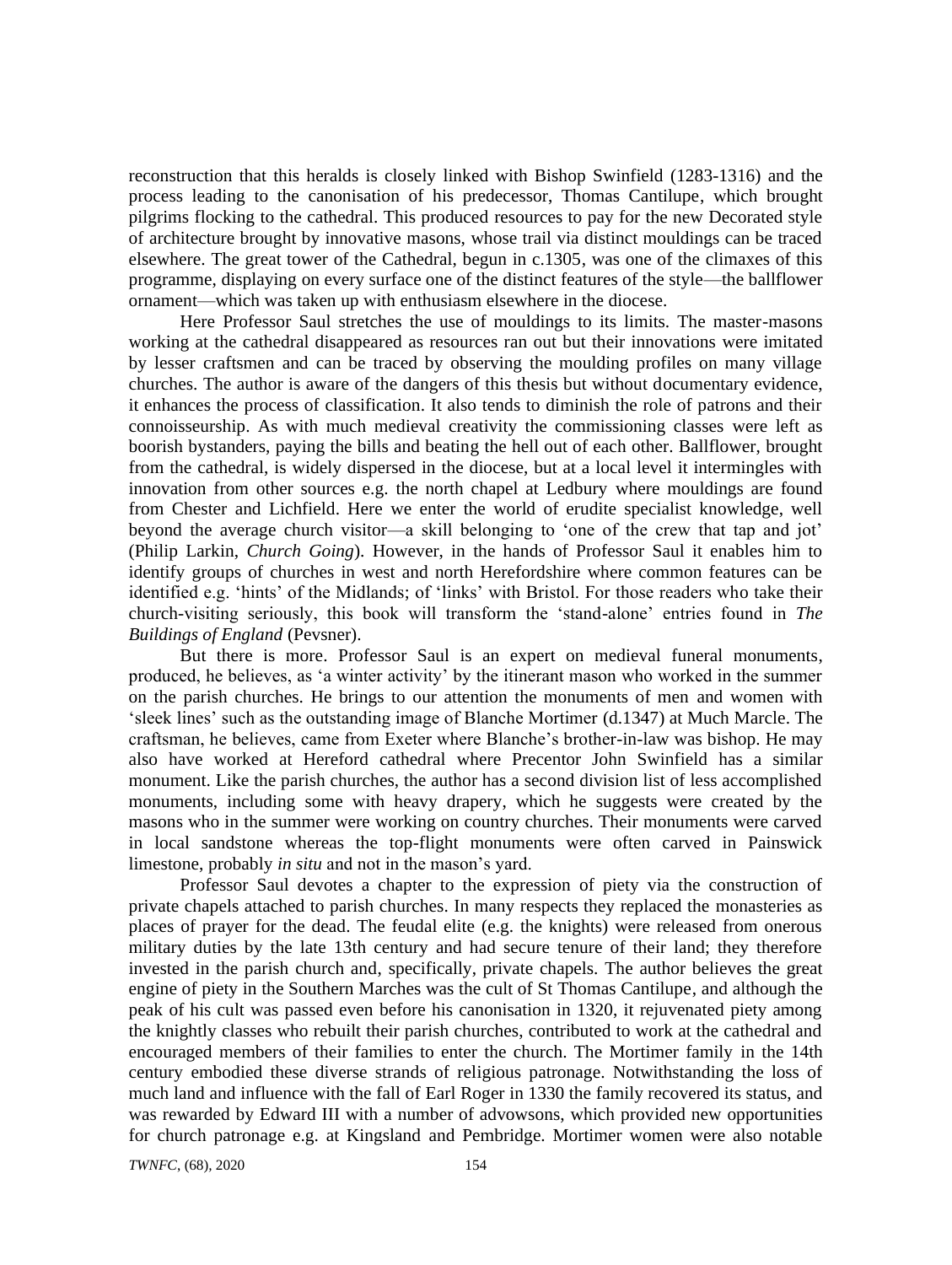reconstruction that this heralds is closely linked with Bishop Swinfield (1283-1316) and the process leading to the canonisation of his predecessor, Thomas Cantilupe, which brought pilgrims flocking to the cathedral. This produced resources to pay for the new Decorated style of architecture brought by innovative masons, whose trail via distinct mouldings can be traced elsewhere. The great tower of the Cathedral, begun in c.1305, was one of the climaxes of this programme, displaying on every surface one of the distinct features of the style—the ballflower ornament—which was taken up with enthusiasm elsewhere in the diocese.

Here Professor Saul stretches the use of mouldings to its limits. The master-masons working at the cathedral disappeared as resources ran out but their innovations were imitated by lesser craftsmen and can be traced by observing the moulding profiles on many village churches. The author is aware of the dangers of this thesis but without documentary evidence, it enhances the process of classification. It also tends to diminish the role of patrons and their connoisseurship. As with much medieval creativity the commissioning classes were left as boorish bystanders, paying the bills and beating the hell out of each other. Ballflower, brought from the cathedral, is widely dispersed in the diocese, but at a local level it intermingles with innovation from other sources e.g. the north chapel at Ledbury where mouldings are found from Chester and Lichfield. Here we enter the world of erudite specialist knowledge, well beyond the average church visitor—a skill belonging to 'one of the crew that tap and jot' (Philip Larkin, *Church Going*). However, in the hands of Professor Saul it enables him to identify groups of churches in west and north Herefordshire where common features can be identified e.g. 'hints' of the Midlands; of 'links' with Bristol. For those readers who take their church-visiting seriously, this book will transform the 'stand-alone' entries found in *The Buildings of England* (Pevsner).

But there is more. Professor Saul is an expert on medieval funeral monuments, produced, he believes, as 'a winter activity' by the itinerant mason who worked in the summer on the parish churches. He brings to our attention the monuments of men and women with 'sleek lines' such as the outstanding image of Blanche Mortimer (d.1347) at Much Marcle. The craftsman, he believes, came from Exeter where Blanche's brother-in-law was bishop. He may also have worked at Hereford cathedral where Precentor John Swinfield has a similar monument. Like the parish churches, the author has a second division list of less accomplished monuments, including some with heavy drapery, which he suggests were created by the masons who in the summer were working on country churches. Their monuments were carved in local sandstone whereas the top-flight monuments were often carved in Painswick limestone, probably *in situ* and not in the mason's yard.

Professor Saul devotes a chapter to the expression of piety via the construction of private chapels attached to parish churches. In many respects they replaced the monasteries as places of prayer for the dead. The feudal elite (e.g. the knights) were released from onerous military duties by the late 13th century and had secure tenure of their land; they therefore invested in the parish church and, specifically, private chapels. The author believes the great engine of piety in the Southern Marches was the cult of St Thomas Cantilupe, and although the peak of his cult was passed even before his canonisation in 1320, it rejuvenated piety among the knightly classes who rebuilt their parish churches, contributed to work at the cathedral and encouraged members of their families to enter the church. The Mortimer family in the 14th century embodied these diverse strands of religious patronage. Notwithstanding the loss of much land and influence with the fall of Earl Roger in 1330 the family recovered its status, and was rewarded by Edward III with a number of advowsons, which provided new opportunities for church patronage e.g. at Kingsland and Pembridge. Mortimer women were also notable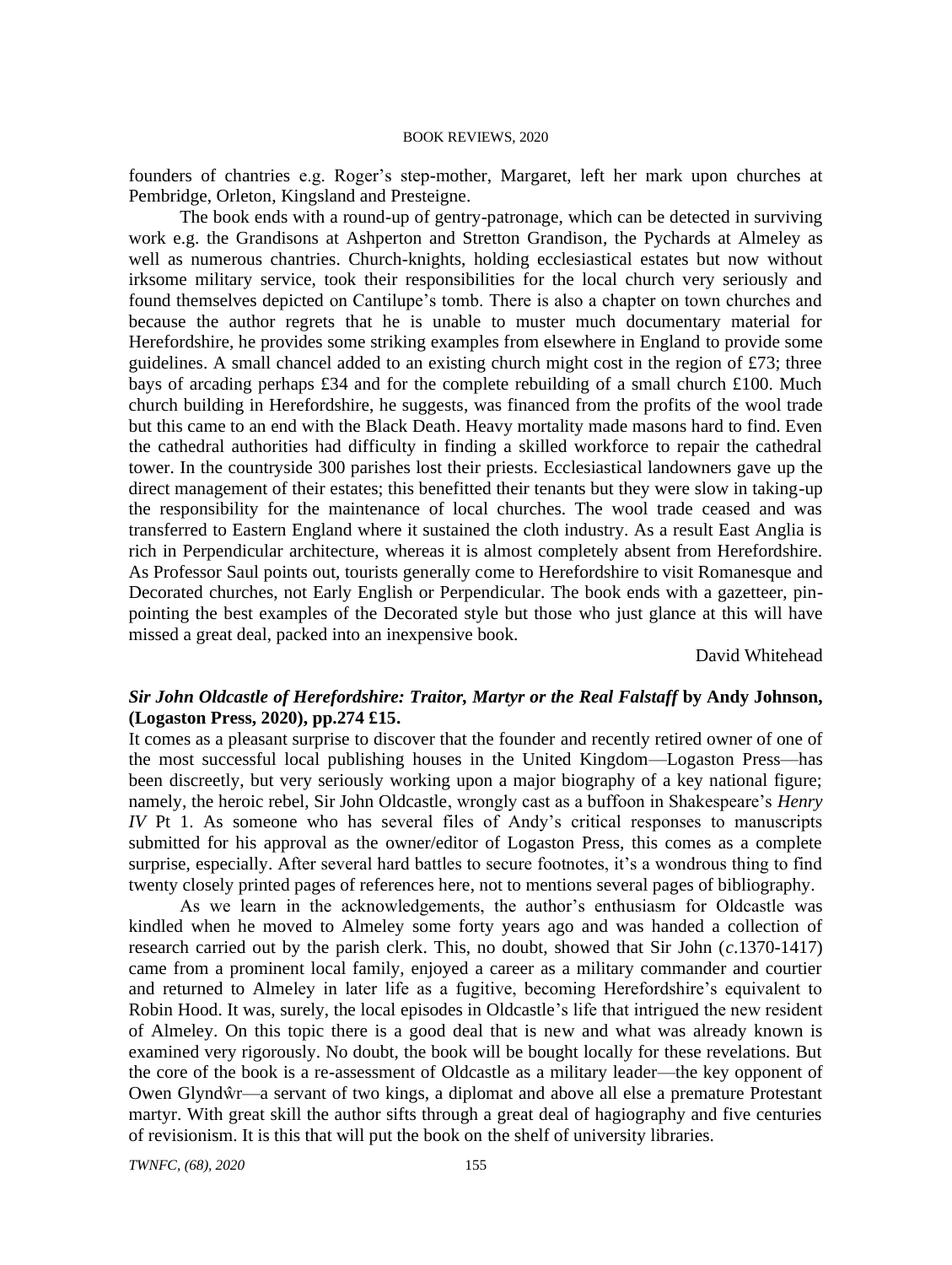founders of chantries e.g. Roger's step-mother, Margaret, left her mark upon churches at Pembridge, Orleton, Kingsland and Presteigne.

The book ends with a round-up of gentry-patronage, which can be detected in surviving work e.g. the Grandisons at Ashperton and Stretton Grandison, the Pychards at Almeley as well as numerous chantries. Church-knights, holding ecclesiastical estates but now without irksome military service, took their responsibilities for the local church very seriously and found themselves depicted on Cantilupe's tomb. There is also a chapter on town churches and because the author regrets that he is unable to muster much documentary material for Herefordshire, he provides some striking examples from elsewhere in England to provide some guidelines. A small chancel added to an existing church might cost in the region of £73; three bays of arcading perhaps £34 and for the complete rebuilding of a small church £100. Much church building in Herefordshire, he suggests, was financed from the profits of the wool trade but this came to an end with the Black Death. Heavy mortality made masons hard to find. Even the cathedral authorities had difficulty in finding a skilled workforce to repair the cathedral tower. In the countryside 300 parishes lost their priests. Ecclesiastical landowners gave up the direct management of their estates; this benefitted their tenants but they were slow in taking-up the responsibility for the maintenance of local churches. The wool trade ceased and was transferred to Eastern England where it sustained the cloth industry. As a result East Anglia is rich in Perpendicular architecture, whereas it is almost completely absent from Herefordshire. As Professor Saul points out, tourists generally come to Herefordshire to visit Romanesque and Decorated churches, not Early English or Perpendicular. The book ends with a gazetteer, pin-pointing the best examples of the Decorated style but those who just glance at this will have missed a great deal, packed into an inexpensive book.

David Whitehead

***Sir John Oldcastle of Herefordshire: Traitor, Martyr or the Real Falstaff* by Andy Johnson, (Logaston Press, 2020), pp.274 £15.**

It comes as a pleasant surprise to discover that the founder and recently retired owner of one of the most successful local publishing houses in the United Kingdom—Logaston Press—has been discreetly, but very seriously working upon a major biography of a key national figure; namely, the heroic rebel, Sir John Oldcastle, wrongly cast as a buffoon in Shakespeare's *Henry IV* Pt 1. As someone who has several files of Andy's critical responses to manuscripts submitted for his approval as the owner/editor of Logaston Press, this comes as a complete surprise, especially. After several hard battles to secure footnotes, it's a wondrous thing to find twenty closely printed pages of references here, not to mentions several pages of bibliography.

As we learn in the acknowledgements, the author's enthusiasm for Oldcastle was kindled when he moved to Almeley some forty years ago and was handed a collection of research carried out by the parish clerk. This, no doubt, showed that Sir John (*c*.1370-1417) came from a prominent local family, enjoyed a career as a military commander and courtier and returned to Almeley in later life as a fugitive, becoming Herefordshire's equivalent to Robin Hood. It was, surely, the local episodes in Oldcastle's life that intrigued the new resident of Almeley. On this topic there is a good deal that is new and what was already known is examined very rigorously. No doubt, the book will be bought locally for these revelations. But the core of the book is a re-assessment of Oldcastle as a military leader—the key opponent of Owen Glyndŵr—a servant of two kings, a diplomat and above all else a premature Protestant martyr. With great skill the author sifts through a great deal of hagiography and five centuries of revisionism. It is this that will put the book on the shelf of university libraries.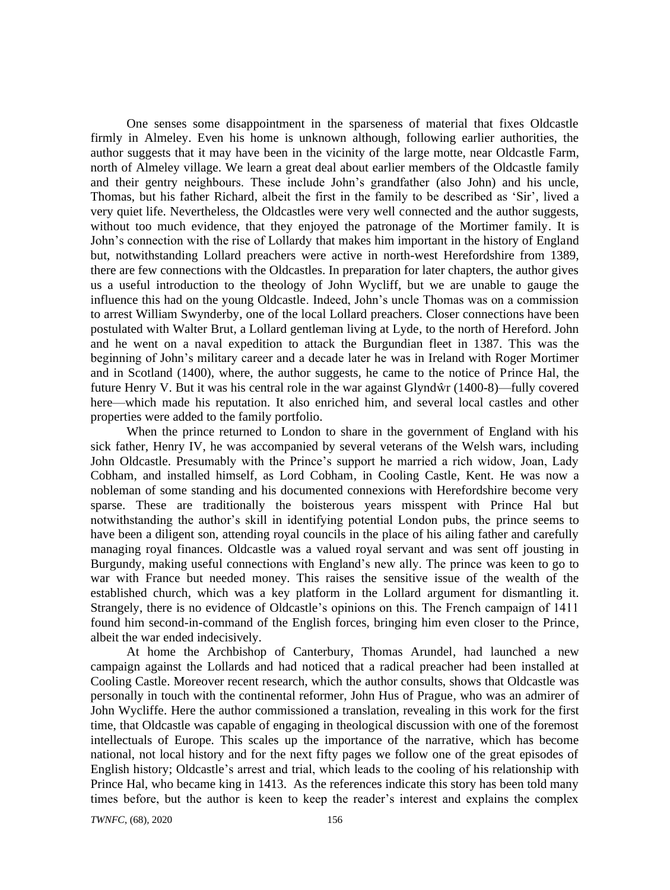One senses some disappointment in the sparseness of material that fixes Oldcastle firmly in Almeley. Even his home is unknown although, following earlier authorities, the author suggests that it may have been in the vicinity of the large motte, near Oldcastle Farm, north of Almeley village. We learn a great deal about earlier members of the Oldcastle family and their gentry neighbours. These include John's grandfather (also John) and his uncle, Thomas, but his father Richard, albeit the first in the family to be described as 'Sir', lived a very quiet life. Nevertheless, the Oldcastles were very well connected and the author suggests, without too much evidence, that they enjoyed the patronage of the Mortimer family. It is John's connection with the rise of Lollardy that makes him important in the history of England but, notwithstanding Lollard preachers were active in north-west Herefordshire from 1389, there are few connections with the Oldcastles. In preparation for later chapters, the author gives us a useful introduction to the theology of John Wycliff, but we are unable to gauge the influence this had on the young Oldcastle. Indeed, John's uncle Thomas was on a commission to arrest William Swynderby, one of the local Lollard preachers. Closer connections have been postulated with Walter Brut, a Lollard gentleman living at Lyde, to the north of Hereford. John and he went on a naval expedition to attack the Burgundian fleet in 1387. This was the beginning of John's military career and a decade later he was in Ireland with Roger Mortimer and in Scotland (1400), where, the author suggests, he came to the notice of Prince Hal, the future Henry V. But it was his central role in the war against Glyndŵr (1400-8)—fully covered here—which made his reputation. It also enriched him, and several local castles and other properties were added to the family portfolio.

When the prince returned to London to share in the government of England with his sick father, Henry IV, he was accompanied by several veterans of the Welsh wars, including John Oldcastle. Presumably with the Prince's support he married a rich widow, Joan, Lady Cobham, and installed himself, as Lord Cobham, in Cooling Castle, Kent. He was now a nobleman of some standing and his documented connexions with Herefordshire become very sparse. These are traditionally the boisterous years misspent with Prince Hal but notwithstanding the author's skill in identifying potential London pubs, the prince seems to have been a diligent son, attending royal councils in the place of his ailing father and carefully managing royal finances. Oldcastle was a valued royal servant and was sent off jousting in Burgundy, making useful connections with England's new ally. The prince was keen to go to war with France but needed money. This raises the sensitive issue of the wealth of the established church, which was a key platform in the Lollard argument for dismantling it. Strangely, there is no evidence of Oldcastle's opinions on this. The French campaign of 1411 found him second-in-command of the English forces, bringing him even closer to the Prince, albeit the war ended indecisively.

At home the Archbishop of Canterbury, Thomas Arundel, had launched a new campaign against the Lollards and had noticed that a radical preacher had been installed at Cooling Castle. Moreover recent research, which the author consults, shows that Oldcastle was personally in touch with the continental reformer, John Hus of Prague, who was an admirer of John Wycliffe. Here the author commissioned a translation, revealing in this work for the first time, that Oldcastle was capable of engaging in theological discussion with one of the foremost intellectuals of Europe. This scales up the importance of the narrative, which has become national, not local history and for the next fifty pages we follow one of the great episodes of English history; Oldcastle's arrest and trial, which leads to the cooling of his relationship with Prince Hal, who became king in 1413. As the references indicate this story has been told many times before, but the author is keen to keep the reader's interest and explains the complex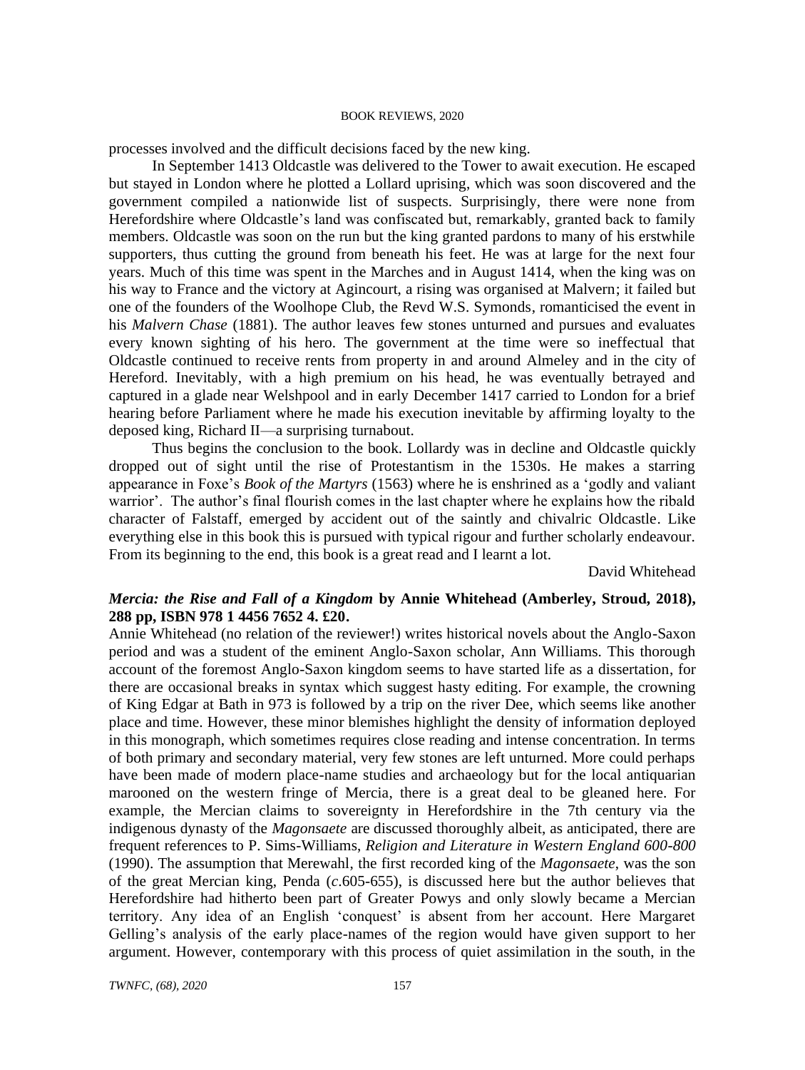processes involved and the difficult decisions faced by the new king.

In September 1413 Oldcastle was delivered to the Tower to await execution. He escaped but stayed in London where he plotted a Lollard uprising, which was soon discovered and the government compiled a nationwide list of suspects. Surprisingly, there were none from Herefordshire where Oldcastle's land was confiscated but, remarkably, granted back to family members. Oldcastle was soon on the run but the king granted pardons to many of his erstwhile supporters, thus cutting the ground from beneath his feet. He was at large for the next four years. Much of this time was spent in the Marches and in August 1414, when the king was on his way to France and the victory at Agincourt, a rising was organised at Malvern; it failed but one of the founders of the Woolhope Club, the Revd W.S. Symonds, romanticised the event in his *Malvern Chase* (1881). The author leaves few stones unturned and pursues and evaluates every known sighting of his hero. The government at the time were so ineffectual that Oldcastle continued to receive rents from property in and around Almeley and in the city of Hereford. Inevitably, with a high premium on his head, he was eventually betrayed and captured in a glade near Welshpool and in early December 1417 carried to London for a brief hearing before Parliament where he made his execution inevitable by affirming loyalty to the deposed king, Richard II—a surprising turnabout.

Thus begins the conclusion to the book. Lollardy was in decline and Oldcastle quickly dropped out of sight until the rise of Protestantism in the 1530s. He makes a starring appearance in Foxe's *Book of the Martyrs* (1563) where he is enshrined as a 'godly and valiant warrior'. The author's final flourish comes in the last chapter where he explains how the ribald character of Falstaff, emerged by accident out of the saintly and chivalric Oldcastle. Like everything else in this book this is pursued with typical rigour and further scholarly endeavour. From its beginning to the end, this book is a great read and I learnt a lot.

David Whitehead

***Mercia: the Rise and Fall of a Kingdom* by Annie Whitehead (Amberley, Stroud, 2018), 288 pp, ISBN 978 1 4456 7652 4. £20.**

Annie Whitehead (no relation of the reviewer!) writes historical novels about the Anglo-Saxon period and was a student of the eminent Anglo-Saxon scholar, Ann Williams. This thorough account of the foremost Anglo-Saxon kingdom seems to have started life as a dissertation, for there are occasional breaks in syntax which suggest hasty editing. For example, the crowning of King Edgar at Bath in 973 is followed by a trip on the river Dee, which seems like another place and time. However, these minor blemishes highlight the density of information deployed in this monograph, which sometimes requires close reading and intense concentration. In terms of both primary and secondary material, very few stones are left unturned. More could perhaps have been made of modern place-name studies and archaeology but for the local antiquarian marooned on the western fringe of Mercia, there is a great deal to be gleaned here. For example, the Mercian claims to sovereignty in Herefordshire in the 7th century via the indigenous dynasty of the *Magonsaete* are discussed thoroughly albeit, as anticipated, there are frequent references to P. Sims-Williams, *Religion and Literature in Western England 600-800* (1990). The assumption that Merewahl, the first recorded king of the *Magonsaete*, was the son of the great Mercian king, Penda (*c*.605-655), is discussed here but the author believes that Herefordshire had hitherto been part of Greater Powys and only slowly became a Mercian territory. Any idea of an English 'conquest' is absent from her account. Here Margaret Gelling's analysis of the early place-names of the region would have given support to her argument. However, contemporary with this process of quiet assimilation in the south, in the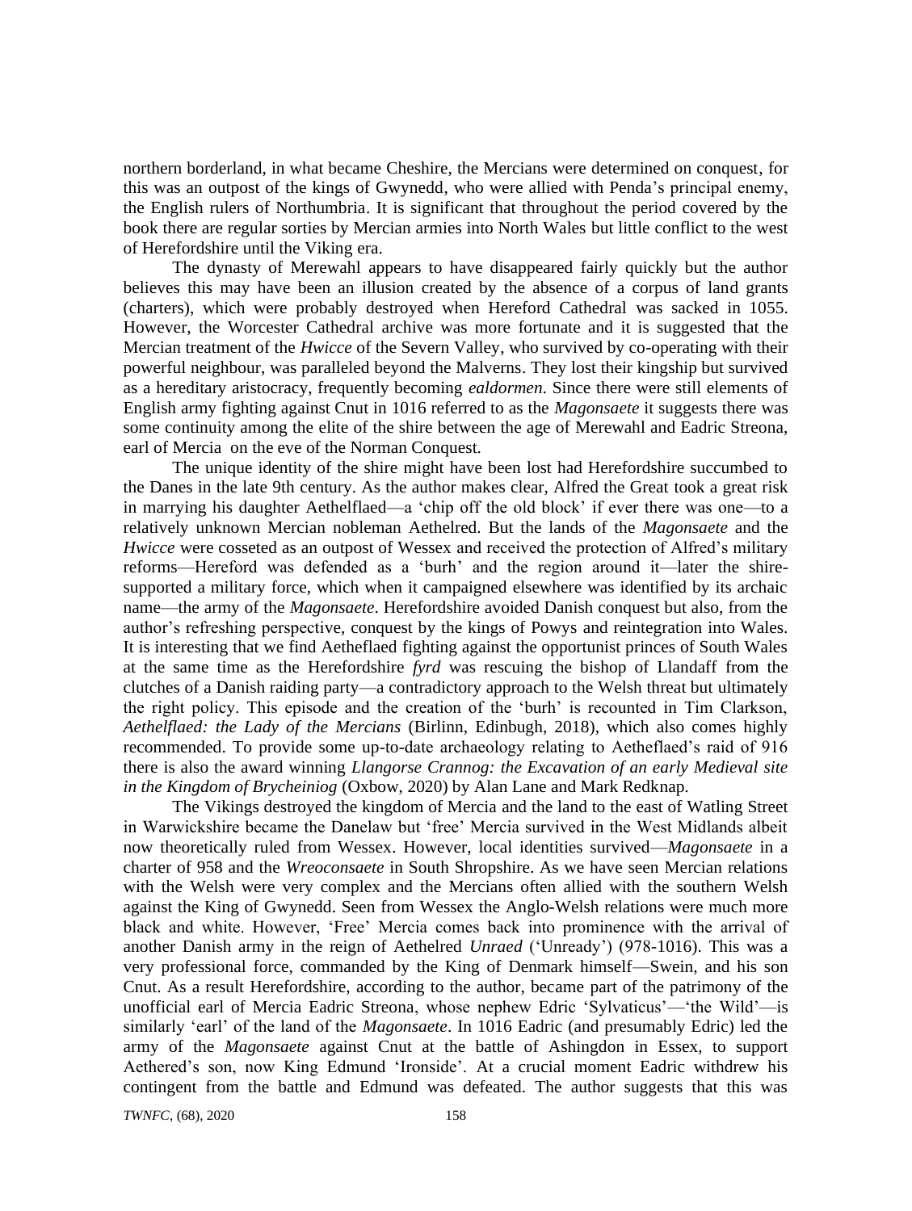northern borderland, in what became Cheshire, the Mercians were determined on conquest, for this was an outpost of the kings of Gwynedd, who were allied with Penda's principal enemy, the English rulers of Northumbria. It is significant that throughout the period covered by the book there are regular sorties by Mercian armies into North Wales but little conflict to the west of Herefordshire until the Viking era.

The dynasty of Merewahl appears to have disappeared fairly quickly but the author believes this may have been an illusion created by the absence of a corpus of land grants (charters), which were probably destroyed when Hereford Cathedral was sacked in 1055. However, the Worcester Cathedral archive was more fortunate and it is suggested that the Mercian treatment of the *Hwicce* of the Severn Valley, who survived by co-operating with their powerful neighbour, was paralleled beyond the Malverns. They lost their kingship but survived as a hereditary aristocracy, frequently becoming *ealdormen.* Since there were still elements of English army fighting against Cnut in 1016 referred to as the *Magonsaete* it suggests there was some continuity among the elite of the shire between the age of Merewahl and Eadric Streona, earl of Mercia on the eve of the Norman Conquest.

The unique identity of the shire might have been lost had Herefordshire succumbed to the Danes in the late 9th century. As the author makes clear, Alfred the Great took a great risk in marrying his daughter Aethelflaed—a 'chip off the old block' if ever there was one—to a relatively unknown Mercian nobleman Aethelred. But the lands of the *Magonsaete* and the *Hwicce* were cosseted as an outpost of Wessex and received the protection of Alfred's military reforms—Hereford was defended as a 'burh' and the region around it—later the shire-supported a military force, which when it campaigned elsewhere was identified by its archaic name—the army of the *Magonsaete*. Herefordshire avoided Danish conquest but also, from the author's refreshing perspective, conquest by the kings of Powys and reintegration into Wales. It is interesting that we find Aetheflaed fighting against the opportunist princes of South Wales at the same time as the Herefordshire *fyrd* was rescuing the bishop of Llandaff from the clutches of a Danish raiding party—a contradictory approach to the Welsh threat but ultimately the right policy. This episode and the creation of the 'burh' is recounted in Tim Clarkson, *Aethelflaed: the Lady of the Mercians* (Birlinn, Edinbugh, 2018), which also comes highly recommended. To provide some up-to-date archaeology relating to Aetheflaed's raid of 916 there is also the award winning *Llangorse Crannog: the Excavation of an early Medieval site in the Kingdom of Brycheiniog* (Oxbow, 2020) by Alan Lane and Mark Redknap.

The Vikings destroyed the kingdom of Mercia and the land to the east of Watling Street in Warwickshire became the Danelaw but 'free' Mercia survived in the West Midlands albeit now theoretically ruled from Wessex. However, local identities survived—*Magonsaete* in a charter of 958 and the *Wreoconsaete* in South Shropshire. As we have seen Mercian relations with the Welsh were very complex and the Mercians often allied with the southern Welsh against the King of Gwynedd. Seen from Wessex the Anglo-Welsh relations were much more black and white. However, 'Free' Mercia comes back into prominence with the arrival of another Danish army in the reign of Aethelred *Unraed* ('Unready') (978-1016). This was a very professional force, commanded by the King of Denmark himself—Swein, and his son Cnut. As a result Herefordshire, according to the author, became part of the patrimony of the unofficial earl of Mercia Eadric Streona, whose nephew Edric 'Sylvaticus'—'the Wild'—is similarly 'earl' of the land of the *Magonsaete*. In 1016 Eadric (and presumably Edric) led the army of the *Magonsaete* against Cnut at the battle of Ashingdon in Essex, to support Aethered's son, now King Edmund 'Ironside'. At a crucial moment Eadric withdrew his contingent from the battle and Edmund was defeated. The author suggests that this was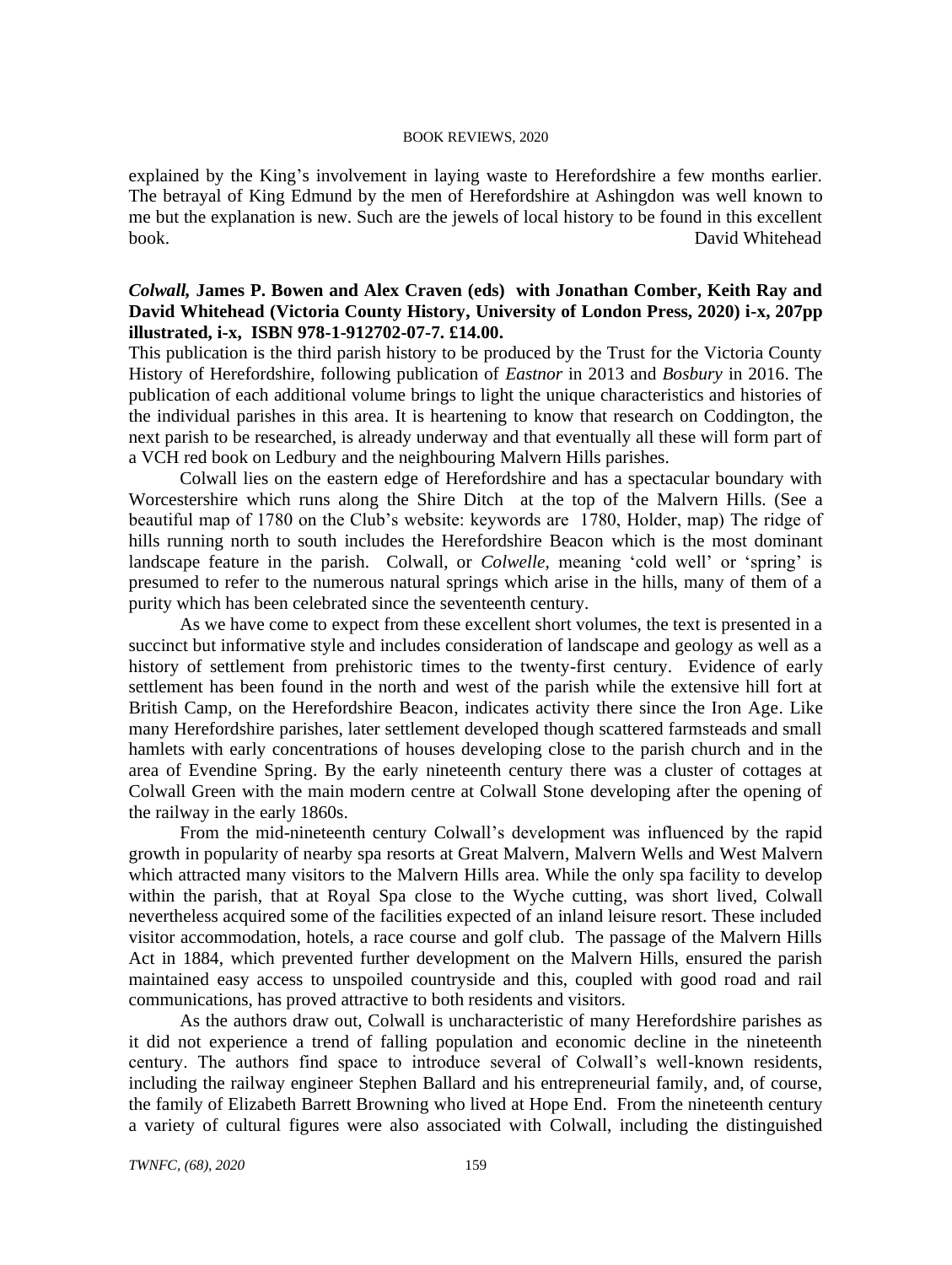explained by the King's involvement in laying waste to Herefordshire a few months earlier. The betrayal of King Edmund by the men of Herefordshire at Ashingdon was well known to me but the explanation is new. Such are the jewels of local history to be found in this excellent book.

David Whitehead

***Colwall*, James P. Bowen and Alex Craven (eds) with Jonathan Comber, Keith Ray and David Whitehead (Victoria County History, University of London Press, 2020) i-x, 207pp illustrated, i-x, ISBN 978-1-912702-07-7. £14.00.**

This publication is the third parish history to be produced by the Trust for the Victoria County History of Herefordshire, following publication of *Eastnor* in 2013 and *Bosbury* in 2016. The publication of each additional volume brings to light the unique characteristics and histories of the individual parishes in this area. It is heartening to know that research on Coddington, the next parish to be researched, is already underway and that eventually all these will form part of a VCH red book on Ledbury and the neighbouring Malvern Hills parishes.

Colwall lies on the eastern edge of Herefordshire and has a spectacular boundary with Worcestershire which runs along the Shire Ditch at the top of the Malvern Hills. (See a beautiful map of 1780 on the Club's website: keywords are 1780, Holder, map) The ridge of hills running north to south includes the Herefordshire Beacon which is the most dominant landscape feature in the parish. Colwall, or *Colwelle*, meaning 'cold well' or 'spring' is presumed to refer to the numerous natural springs which arise in the hills, many of them of a purity which has been celebrated since the seventeenth century.

As we have come to expect from these excellent short volumes, the text is presented in a succinct but informative style and includes consideration of landscape and geology as well as a history of settlement from prehistoric times to the twenty-first century. Evidence of early settlement has been found in the north and west of the parish while the extensive hill fort at British Camp, on the Herefordshire Beacon, indicates activity there since the Iron Age. Like many Herefordshire parishes, later settlement developed though scattered farmsteads and small hamlets with early concentrations of houses developing close to the parish church and in the area of Evendine Spring. By the early nineteenth century there was a cluster of cottages at Colwall Green with the main modern centre at Colwall Stone developing after the opening of the railway in the early 1860s.

From the mid-nineteenth century Colwall's development was influenced by the rapid growth in popularity of nearby spa resorts at Great Malvern, Malvern Wells and West Malvern which attracted many visitors to the Malvern Hills area. While the only spa facility to develop within the parish, that at Royal Spa close to the Wyche cutting, was short lived, Colwall nevertheless acquired some of the facilities expected of an inland leisure resort. These included visitor accommodation, hotels, a race course and golf club. The passage of the Malvern Hills Act in 1884, which prevented further development on the Malvern Hills, ensured the parish maintained easy access to unspoiled countryside and this, coupled with good road and rail communications, has proved attractive to both residents and visitors.

As the authors draw out, Colwall is uncharacteristic of many Herefordshire parishes as it did not experience a trend of falling population and economic decline in the nineteenth century. The authors find space to introduce several of Colwall's well-known residents, including the railway engineer Stephen Ballard and his entrepreneurial family, and, of course, the family of Elizabeth Barrett Browning who lived at Hope End. From the nineteenth century a variety of cultural figures were also associated with Colwall, including the distinguished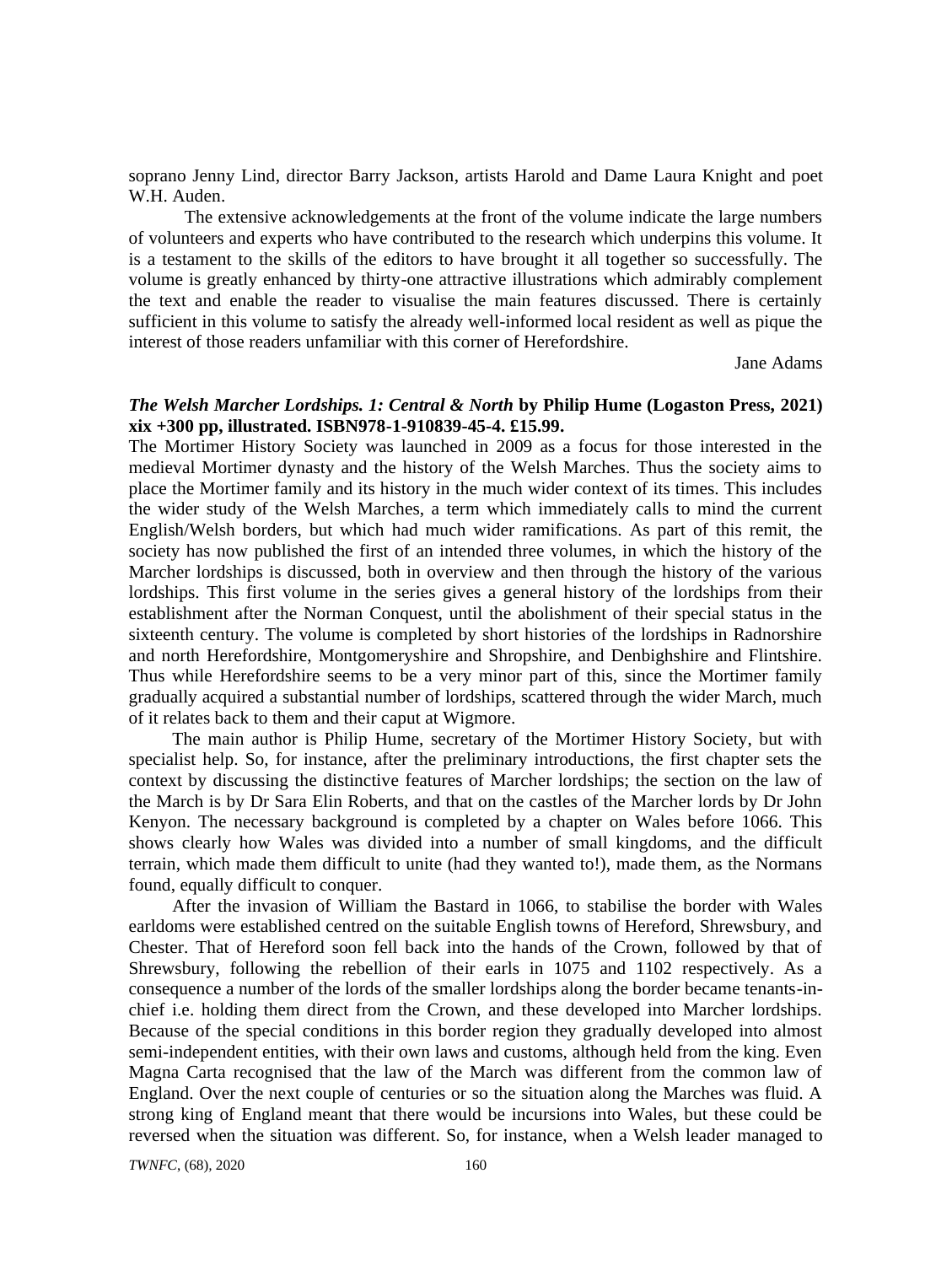soprano Jenny Lind, director Barry Jackson, artists Harold and Dame Laura Knight and poet W.H. Auden.

The extensive acknowledgements at the front of the volume indicate the large numbers of volunteers and experts who have contributed to the research which underpins this volume. It is a testament to the skills of the editors to have brought it all together so successfully. The volume is greatly enhanced by thirty-one attractive illustrations which admirably complement the text and enable the reader to visualise the main features discussed. There is certainly sufficient in this volume to satisfy the already well-informed local resident as well as pique the interest of those readers unfamiliar with this corner of Herefordshire.

Jane Adams

***The Welsh Marcher Lordships. 1: Central & North* by Philip Hume (Logaston Press, 2021) xix +300 pp, illustrated. ISBN978-1-910839-45-4. £15.99.**

The Mortimer History Society was launched in 2009 as a focus for those interested in the medieval Mortimer dynasty and the history of the Welsh Marches. Thus the society aims to place the Mortimer family and its history in the much wider context of its times. This includes the wider study of the Welsh Marches, a term which immediately calls to mind the current English/Welsh borders, but which had much wider ramifications. As part of this remit, the society has now published the first of an intended three volumes, in which the history of the Marcher lordships is discussed, both in overview and then through the history of the various lordships. This first volume in the series gives a general history of the lordships from their establishment after the Norman Conquest, until the abolishment of their special status in the sixteenth century. The volume is completed by short histories of the lordships in Radnorshire and north Herefordshire, Montgomeryshire and Shropshire, and Denbighshire and Flintshire. Thus while Herefordshire seems to be a very minor part of this, since the Mortimer family gradually acquired a substantial number of lordships, scattered through the wider March, much of it relates back to them and their caput at Wigmore.

The main author is Philip Hume, secretary of the Mortimer History Society, but with specialist help. So, for instance, after the preliminary introductions, the first chapter sets the context by discussing the distinctive features of Marcher lordships; the section on the law of the March is by Dr Sara Elin Roberts, and that on the castles of the Marcher lords by Dr John Kenyon. The necessary background is completed by a chapter on Wales before 1066. This shows clearly how Wales was divided into a number of small kingdoms, and the difficult terrain, which made them difficult to unite (had they wanted to!), made them, as the Normans found, equally difficult to conquer.

After the invasion of William the Bastard in 1066, to stabilise the border with Wales earldoms were established centred on the suitable English towns of Hereford, Shrewsbury, and Chester. That of Hereford soon fell back into the hands of the Crown, followed by that of Shrewsbury, following the rebellion of their earls in 1075 and 1102 respectively. As a consequence a number of the lords of the smaller lordships along the border became tenants-in-chief i.e. holding them direct from the Crown, and these developed into Marcher lordships. Because of the special conditions in this border region they gradually developed into almost semi-independent entities, with their own laws and customs, although held from the king. Even Magna Carta recognised that the law of the March was different from the common law of England. Over the next couple of centuries or so the situation along the Marches was fluid. A strong king of England meant that there would be incursions into Wales, but these could be reversed when the situation was different. So, for instance, when a Welsh leader managed to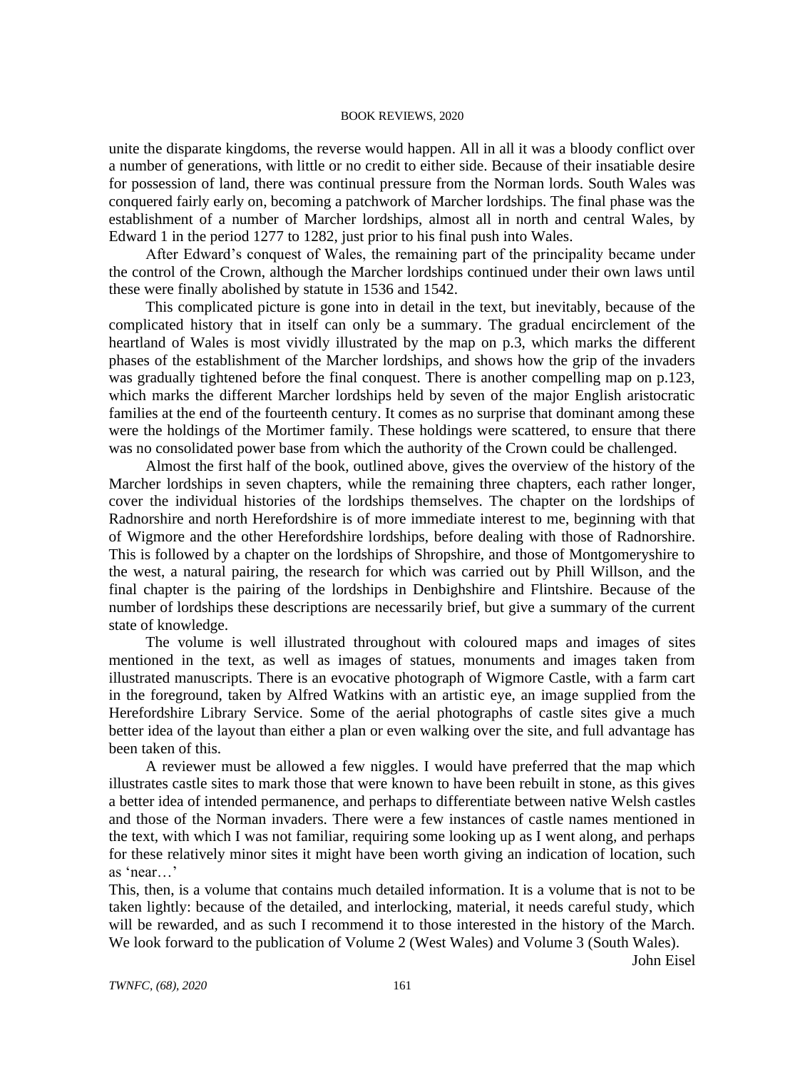unite the disparate kingdoms, the reverse would happen. All in all it was a bloody conflict over a number of generations, with little or no credit to either side. Because of their insatiable desire for possession of land, there was continual pressure from the Norman lords. South Wales was conquered fairly early on, becoming a patchwork of Marcher lordships. The final phase was the establishment of a number of Marcher lordships, almost all in north and central Wales, by Edward 1 in the period 1277 to 1282, just prior to his final push into Wales.

After Edward's conquest of Wales, the remaining part of the principality became under the control of the Crown, although the Marcher lordships continued under their own laws until these were finally abolished by statute in 1536 and 1542.

This complicated picture is gone into in detail in the text, but inevitably, because of the complicated history that in itself can only be a summary. The gradual encirclement of the heartland of Wales is most vividly illustrated by the map on p.3, which marks the different phases of the establishment of the Marcher lordships, and shows how the grip of the invaders was gradually tightened before the final conquest. There is another compelling map on p.123, which marks the different Marcher lordships held by seven of the major English aristocratic families at the end of the fourteenth century. It comes as no surprise that dominant among these were the holdings of the Mortimer family. These holdings were scattered, to ensure that there was no consolidated power base from which the authority of the Crown could be challenged.

Almost the first half of the book, outlined above, gives the overview of the history of the Marcher lordships in seven chapters, while the remaining three chapters, each rather longer, cover the individual histories of the lordships themselves. The chapter on the lordships of Radnorshire and north Herefordshire is of more immediate interest to me, beginning with that of Wigmore and the other Herefordshire lordships, before dealing with those of Radnorshire. This is followed by a chapter on the lordships of Shropshire, and those of Montgomeryshire to the west, a natural pairing, the research for which was carried out by Phill Willson, and the final chapter is the pairing of the lordships in Denbighshire and Flintshire. Because of the number of lordships these descriptions are necessarily brief, but give a summary of the current state of knowledge.

The volume is well illustrated throughout with coloured maps and images of sites mentioned in the text, as well as images of statues, monuments and images taken from illustrated manuscripts. There is an evocative photograph of Wigmore Castle, with a farm cart in the foreground, taken by Alfred Watkins with an artistic eye, an image supplied from the Herefordshire Library Service. Some of the aerial photographs of castle sites give a much better idea of the layout than either a plan or even walking over the site, and full advantage has been taken of this.

A reviewer must be allowed a few niggles. I would have preferred that the map which illustrates castle sites to mark those that were known to have been rebuilt in stone, as this gives a better idea of intended permanence, and perhaps to differentiate between native Welsh castles and those of the Norman invaders. There were a few instances of castle names mentioned in the text, with which I was not familiar, requiring some looking up as I went along, and perhaps for these relatively minor sites it might have been worth giving an indication of location, such as 'near…'

This, then, is a volume that contains much detailed information. It is a volume that is not to be taken lightly: because of the detailed, and interlocking, material, it needs careful study, which will be rewarded, and as such I recommend it to those interested in the history of the March. We look forward to the publication of Volume 2 (West Wales) and Volume 3 (South Wales).

John Eisel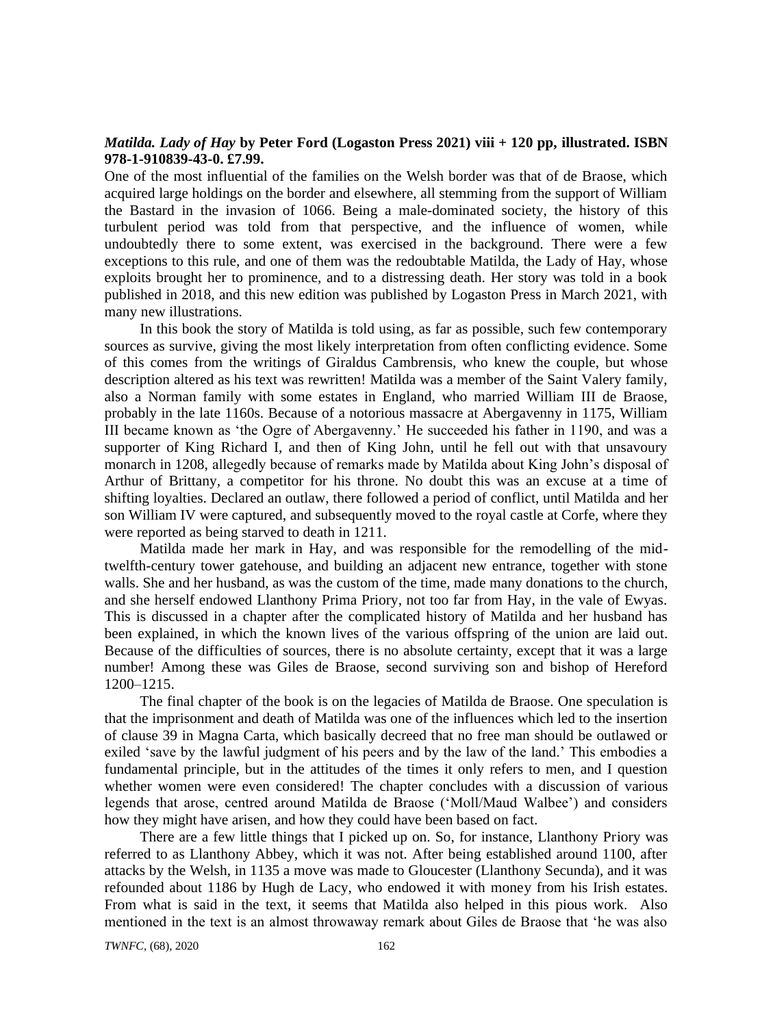***Matilda. Lady of Hay* by Peter Ford (Logaston Press 2021) viii + 120 pp, illustrated. ISBN 978-1-910839-43-0. £7.99.**

One of the most influential of the families on the Welsh border was that of de Braose, which acquired large holdings on the border and elsewhere, all stemming from the support of William the Bastard in the invasion of 1066. Being a male-dominated society, the history of this turbulent period was told from that perspective, and the influence of women, while undoubtedly there to some extent, was exercised in the background. There were a few exceptions to this rule, and one of them was the redoubtable Matilda, the Lady of Hay, whose exploits brought her to prominence, and to a distressing death. Her story was told in a book published in 2018, and this new edition was published by Logaston Press in March 2021, with many new illustrations.

In this book the story of Matilda is told using, as far as possible, such few contemporary sources as survive, giving the most likely interpretation from often conflicting evidence. Some of this comes from the writings of Giraldus Cambrensis, who knew the couple, but whose description altered as his text was rewritten! Matilda was a member of the Saint Valery family, also a Norman family with some estates in England, who married William III de Braose, probably in the late 1160s. Because of a notorious massacre at Abergavenny in 1175, William III became known as 'the Ogre of Abergavenny.' He succeeded his father in 1190, and was a supporter of King Richard I, and then of King John, until he fell out with that unsavoury monarch in 1208, allegedly because of remarks made by Matilda about King John's disposal of Arthur of Brittany, a competitor for his throne. No doubt this was an excuse at a time of shifting loyalties. Declared an outlaw, there followed a period of conflict, until Matilda and her son William IV were captured, and subsequently moved to the royal castle at Corfe, where they were reported as being starved to death in 1211.

Matilda made her mark in Hay, and was responsible for the remodelling of the mid-twelfth-century tower gatehouse, and building an adjacent new entrance, together with stone walls. She and her husband, as was the custom of the time, made many donations to the church, and she herself endowed Llanthony Prima Priory, not too far from Hay, in the vale of Ewyas. This is discussed in a chapter after the complicated history of Matilda and her husband has been explained, in which the known lives of the various offspring of the union are laid out. Because of the difficulties of sources, there is no absolute certainty, except that it was a large number! Among these was Giles de Braose, second surviving son and bishop of Hereford 1200–1215.

The final chapter of the book is on the legacies of Matilda de Braose. One speculation is that the imprisonment and death of Matilda was one of the influences which led to the insertion of clause 39 in Magna Carta, which basically decreed that no free man should be outlawed or exiled 'save by the lawful judgment of his peers and by the law of the land.' This embodies a fundamental principle, but in the attitudes of the times it only refers to men, and I question whether women were even considered! The chapter concludes with a discussion of various legends that arose, centred around Matilda de Braose ('Moll/Maud Walbee') and considers how they might have arisen, and how they could have been based on fact.

There are a few little things that I picked up on. So, for instance, Llanthony Priory was referred to as Llanthony Abbey, which it was not. After being established around 1100, after attacks by the Welsh, in 1135 a move was made to Gloucester (Llanthony Secunda), and it was refounded about 1186 by Hugh de Lacy, who endowed it with money from his Irish estates. From what is said in the text, it seems that Matilda also helped in this pious work. Also mentioned in the text is an almost throwaway remark about Giles de Braose that 'he was also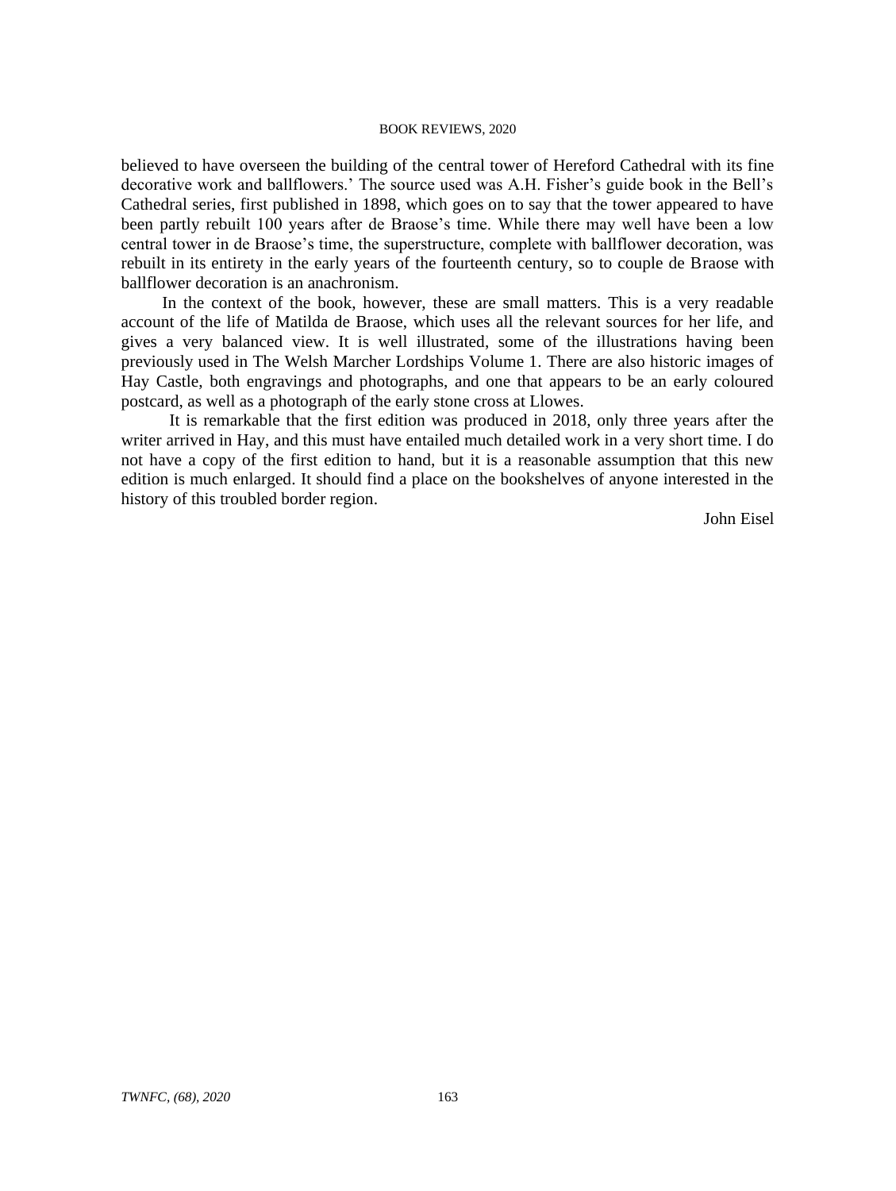believed to have overseen the building of the central tower of Hereford Cathedral with its fine decorative work and ballflowers.' The source used was A.H. Fisher's guide book in the Bell's Cathedral series, first published in 1898, which goes on to say that the tower appeared to have been partly rebuilt 100 years after de Braose's time. While there may well have been a low central tower in de Braose's time, the superstructure, complete with ballflower decoration, was rebuilt in its entirety in the early years of the fourteenth century, so to couple de Braose with ballflower decoration is an anachronism.

In the context of the book, however, these are small matters. This is a very readable account of the life of Matilda de Braose, which uses all the relevant sources for her life, and gives a very balanced view. It is well illustrated, some of the illustrations having been previously used in The Welsh Marcher Lordships Volume 1. There are also historic images of Hay Castle, both engravings and photographs, and one that appears to be an early coloured postcard, as well as a photograph of the early stone cross at Llowes.

It is remarkable that the first edition was produced in 2018, only three years after the writer arrived in Hay, and this must have entailed much detailed work in a very short time. I do not have a copy of the first edition to hand, but it is a reasonable assumption that this new edition is much enlarged. It should find a place on the bookshelves of anyone interested in the history of this troubled border region.

John Eisel